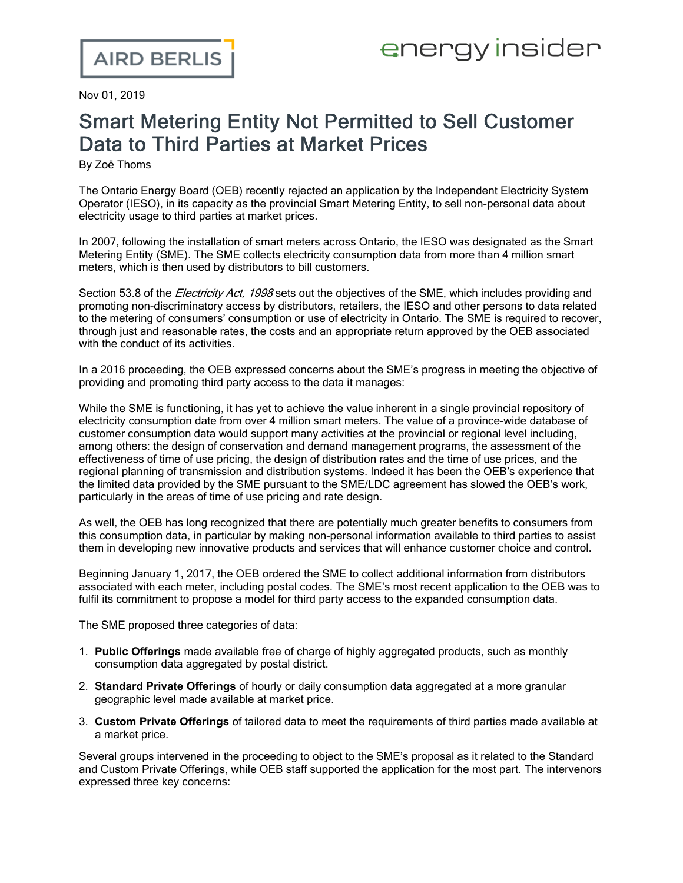Nov 01, 2019

# Smart Metering Entity Not Permitted to Sell Customer Data to Third Parties at Market Prices

By Zoë Thoms

The Ontario Energy Board (OEB) recently rejected an application by the Independent Electricity System Operator (IESO), in its capacity as the provincial Smart Metering Entity, to sell non-personal data about electricity usage to third parties at market prices.

In 2007, following the installation of smart meters across Ontario, the IESO was designated as the Smart Metering Entity (SME). The SME collects electricity consumption data from more than 4 million smart meters, which is then used by distributors to bill customers.

Section 53.8 of the *Electricity Act, 1998* sets out the objectives of the SME, which includes providing and promoting non-discriminatory access by distributors, retailers, the IESO and other persons to data related to the metering of consumers' consumption or use of electricity in Ontario. The SME is required to recover, through just and reasonable rates, the costs and an appropriate return approved by the OEB associated with the conduct of its activities.

In a 2016 proceeding, the OEB expressed concerns about the SME's progress in meeting the objective of providing and promoting third party access to the data it manages:

While the SME is functioning, it has yet to achieve the value inherent in a single provincial repository of electricity consumption date from over 4 million smart meters. The value of a province-wide database of customer consumption data would support many activities at the provincial or regional level including, among others: the design of conservation and demand management programs, the assessment of the effectiveness of time of use pricing, the design of distribution rates and the time of use prices, and the regional planning of transmission and distribution systems. Indeed it has been the OEB's experience that the limited data provided by the SME pursuant to the SME/LDC agreement has slowed the OEB's work, particularly in the areas of time of use pricing and rate design.

As well, the OEB has long recognized that there are potentially much greater benefits to consumers from this consumption data, in particular by making non-personal information available to third parties to assist them in developing new innovative products and services that will enhance customer choice and control.

Beginning January 1, 2017, the OEB ordered the SME to collect additional information from distributors associated with each meter, including postal codes. The SME's most recent application to the OEB was to fulfil its commitment to propose a model for third party access to the expanded consumption data.

The SME proposed three categories of data:

1. **Public Offerings** made available free of charge of highly aggregated products, such as monthly consumption data aggregated by postal district.
2. **Standard Private Offerings** of hourly or daily consumption data aggregated at a more granular geographic level made available at market price.
3. **Custom Private Offerings** of tailored data to meet the requirements of third parties made available at a market price.

Several groups intervened in the proceeding to object to the SME's proposal as it related to the Standard and Custom Private Offerings, while OEB staff supported the application for the most part. The intervenors expressed three key concerns: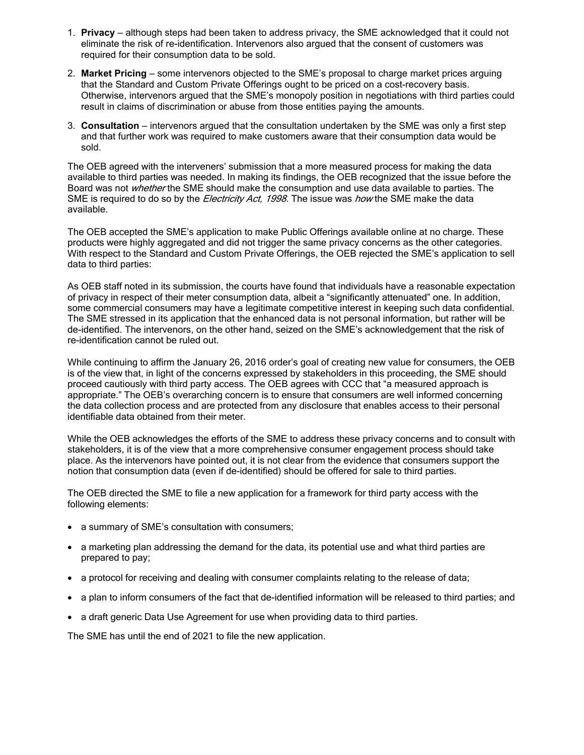1. **Privacy** – although steps had been taken to address privacy, the SME acknowledged that it could not eliminate the risk of re-identification. Intervenors also argued that the consent of customers was required for their consumption data to be sold.

2. **Market Pricing** – some intervenors objected to the SME's proposal to charge market prices arguing that the Standard and Custom Private Offerings ought to be priced on a cost-recovery basis. Otherwise, intervenors argued that the SME's monopoly position in negotiations with third parties could result in claims of discrimination or abuse from those entities paying the amounts.

3. **Consultation** – intervenors argued that the consultation undertaken by the SME was only a first step and that further work was required to make customers aware that their consumption data would be sold.

The OEB agreed with the interveners' submission that a more measured process for making the data available to third parties was needed. In making its findings, the OEB recognized that the issue before the Board was not *whether* the SME should make the consumption and use data available to parties. The SME is required to do so by the *Electricity Act, 1998*. The issue was *how* the SME make the data available.

The OEB accepted the SME's application to make Public Offerings available online at no charge. These products were highly aggregated and did not trigger the same privacy concerns as the other categories. With respect to the Standard and Custom Private Offerings, the OEB rejected the SME's application to sell data to third parties:

As OEB staff noted in its submission, the courts have found that individuals have a reasonable expectation of privacy in respect of their meter consumption data, albeit a "significantly attenuated" one. In addition, some commercial consumers may have a legitimate competitive interest in keeping such data confidential. The SME stressed in its application that the enhanced data is not personal information, but rather will be de-identified. The intervenors, on the other hand, seized on the SME's acknowledgement that the risk of re-identification cannot be ruled out.

While continuing to affirm the January 26, 2016 order's goal of creating new value for consumers, the OEB is of the view that, in light of the concerns expressed by stakeholders in this proceeding, the SME should proceed cautiously with third party access. The OEB agrees with CCC that "a measured approach is appropriate." The OEB's overarching concern is to ensure that consumers are well informed concerning the data collection process and are protected from any disclosure that enables access to their personal identifiable data obtained from their meter.

While the OEB acknowledges the efforts of the SME to address these privacy concerns and to consult with stakeholders, it is of the view that a more comprehensive consumer engagement process should take place. As the intervenors have pointed out, it is not clear from the evidence that consumers support the notion that consumption data (even if de-identified) should be offered for sale to third parties.

The OEB directed the SME to file a new application for a framework for third party access with the following elements:

- a summary of SME's consultation with consumers;
- a marketing plan addressing the demand for the data, its potential use and what third parties are prepared to pay;
- a protocol for receiving and dealing with consumer complaints relating to the release of data;
- a plan to inform consumers of the fact that de-identified information will be released to third parties; and
- a draft generic Data Use Agreement for use when providing data to third parties.

The SME has until the end of 2021 to file the new application.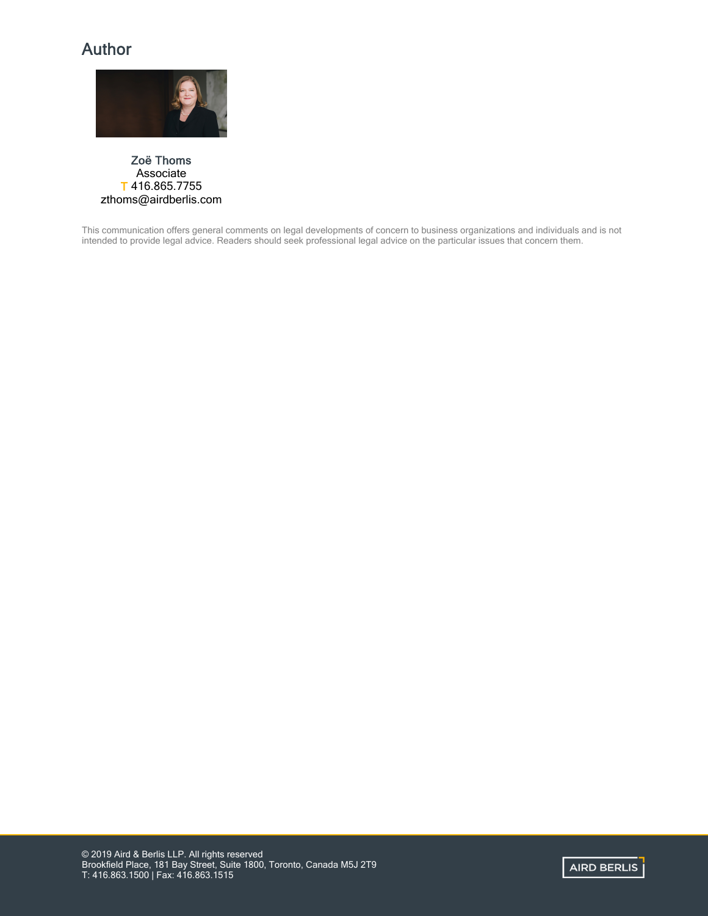## Author

**Zoë Thoms**
Associate
T 416.865.7755
zthoms@airdberlis.com

This communication offers general comments on legal developments of concern to business organizations and individuals and is not intended to provide legal advice. Readers should seek professional legal advice on the particular issues that concern them.

© 2019 Aird & Berlis LLP. All rights reserved
Brookfield Place, 181 Bay Street, Suite 1800, Toronto, Canada M5J 2T9
T: 416.863.1500 | Fax: 416.863.1515